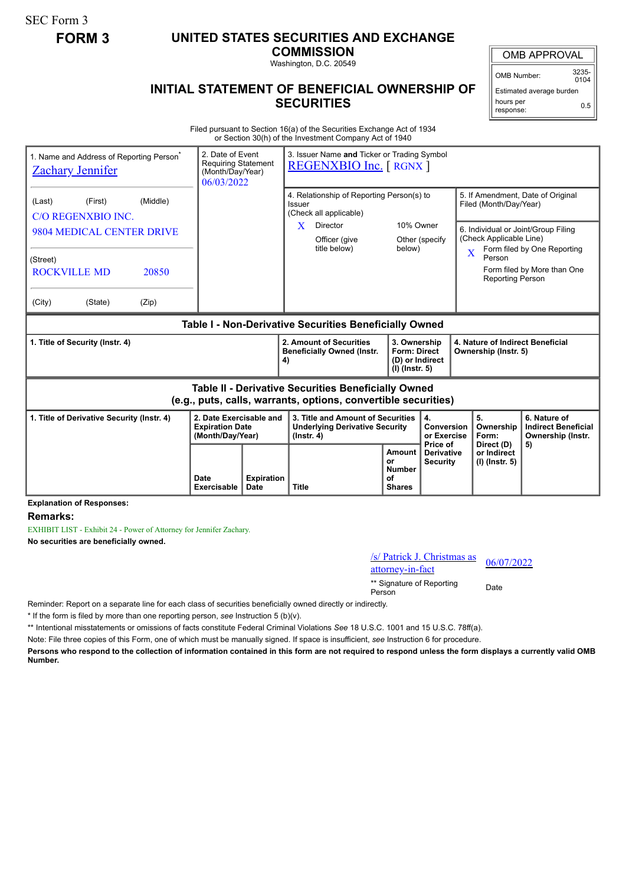SEC Form 3

**FORM 3**

# UNITED STATES SECURITIES AND EXCHANGE COMMISSION

Washington, D.C. 20549

## INITIAL STATEMENT OF BENEFICIAL OWNERSHIP OF SECURITIES

| OMB APPROVAL | |
|---|---|
| OMB Number: | 3235-0104 |
| Estimated average burden hours per response: | 0.5 |

Filed pursuant to Section 16(a) of the Securities Exchange Act of 1934 or Section 30(h) of the Investment Company Act of 1940

| 1. Name and Address of Reporting Person* | 2. Date of Event Requiring Statement (Month/Day/Year) | 3. Issuer Name **and** Ticker or Trading Symbol |
|---|---|---|
| Zachary Jennifer | 06/03/2022 | REGENXBIO Inc. [ RGNX ] |
| (Last) (First) (Middle) C/O REGENXBIO INC. 9804 MEDICAL CENTER DRIVE | | 4. Relationship of Reporting Person(s) to Issuer (Check all applicable) X Director; 10% Owner; Officer (give title below); Other (specify below) |
| (Street) ROCKVILLE MD 20850 | | 5. If Amendment, Date of Original Filed (Month/Day/Year) |
| (City) (State) (Zip) | | 6. Individual or Joint/Group Filing (Check Applicable Line) X Form filed by One Reporting Person; Form filed by More than One Reporting Person |

**Table I - Non-Derivative Securities Beneficially Owned**

| 1. Title of Security (Instr. 4) | 2. Amount of Securities Beneficially Owned (Instr. 4) | 3. Ownership Form: Direct (D) or Indirect (I) (Instr. 5) | 4. Nature of Indirect Beneficial Ownership (Instr. 5) |
|---|---|---|---|

**Table II - Derivative Securities Beneficially Owned (e.g., puts, calls, warrants, options, convertible securities)**

| 1. Title of Derivative Security (Instr. 4) | 2. Date Exercisable and Expiration Date (Month/Day/Year) | | 3. Title and Amount of Securities Underlying Derivative Security (Instr. 4) | | 4. Conversion or Exercise Price of Derivative Security | 5. Ownership Form: Direct (D) or Indirect (I) (Instr. 5) | 6. Nature of Indirect Beneficial Ownership (Instr. 5) |
|---|---|---|---|---|---|---|---|
| | Date Exercisable | Expiration Date | Title | Amount or Number of Shares | | | |

**Explanation of Responses:**

**Remarks:**

EXHIBIT LIST - Exhibit 24 - Power of Attorney for Jennifer Zachary.

**No securities are beneficially owned.**

/s/ Patrick J. Christmas as attorney-in-fact — 06/07/2022

** Signature of Reporting Person — Date

Reminder: Report on a separate line for each class of securities beneficially owned directly or indirectly.

* If the form is filed by more than one reporting person, *see* Instruction 5 (b)(v).

** Intentional misstatements or omissions of facts constitute Federal Criminal Violations *See* 18 U.S.C. 1001 and 15 U.S.C. 78ff(a).

Note: File three copies of this Form, one of which must be manually signed. If space is insufficient, *see* Instruction 6 for procedure.

**Persons who respond to the collection of information contained in this form are not required to respond unless the form displays a currently valid OMB Number.**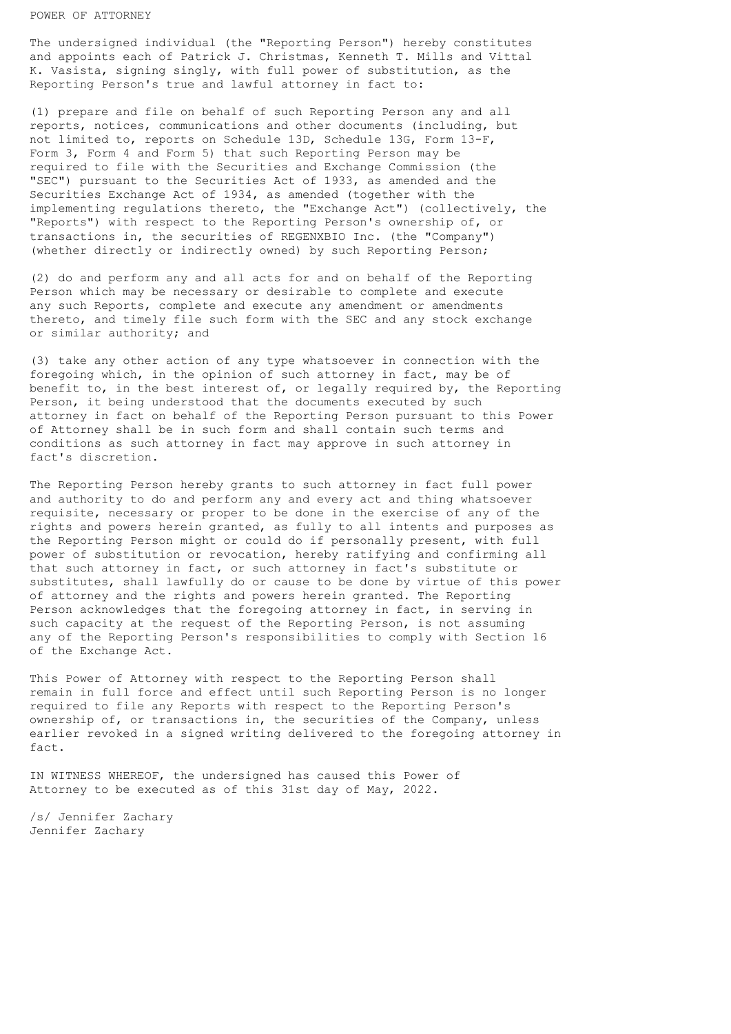# POWER OF ATTORNEY

The undersigned individual (the "Reporting Person") hereby constitutes and appoints each of Patrick J. Christmas, Kenneth T. Mills and Vittal K. Vasista, signing singly, with full power of substitution, as the Reporting Person's true and lawful attorney in fact to:

(1) prepare and file on behalf of such Reporting Person any and all reports, notices, communications and other documents (including, but not limited to, reports on Schedule 13D, Schedule 13G, Form 13-F, Form 3, Form 4 and Form 5) that such Reporting Person may be required to file with the Securities and Exchange Commission (the "SEC") pursuant to the Securities Act of 1933, as amended and the Securities Exchange Act of 1934, as amended (together with the implementing regulations thereto, the "Exchange Act") (collectively, the "Reports") with respect to the Reporting Person's ownership of, or transactions in, the securities of REGENXBIO Inc. (the "Company") (whether directly or indirectly owned) by such Reporting Person;

(2) do and perform any and all acts for and on behalf of the Reporting Person which may be necessary or desirable to complete and execute any such Reports, complete and execute any amendment or amendments thereto, and timely file such form with the SEC and any stock exchange or similar authority; and

(3) take any other action of any type whatsoever in connection with the foregoing which, in the opinion of such attorney in fact, may be of benefit to, in the best interest of, or legally required by, the Reporting Person, it being understood that the documents executed by such attorney in fact on behalf of the Reporting Person pursuant to this Power of Attorney shall be in such form and shall contain such terms and conditions as such attorney in fact may approve in such attorney in fact's discretion.

The Reporting Person hereby grants to such attorney in fact full power and authority to do and perform any and every act and thing whatsoever requisite, necessary or proper to be done in the exercise of any of the rights and powers herein granted, as fully to all intents and purposes as the Reporting Person might or could do if personally present, with full power of substitution or revocation, hereby ratifying and confirming all that such attorney in fact, or such attorney in fact's substitute or substitutes, shall lawfully do or cause to be done by virtue of this power of attorney and the rights and powers herein granted. The Reporting Person acknowledges that the foregoing attorney in fact, in serving in such capacity at the request of the Reporting Person, is not assuming any of the Reporting Person's responsibilities to comply with Section 16 of the Exchange Act.

This Power of Attorney with respect to the Reporting Person shall remain in full force and effect until such Reporting Person is no longer required to file any Reports with respect to the Reporting Person's ownership of, or transactions in, the securities of the Company, unless earlier revoked in a signed writing delivered to the foregoing attorney in fact.

IN WITNESS WHEREOF, the undersigned has caused this Power of Attorney to be executed as of this 31st day of May, 2022.

/s/ Jennifer Zachary
Jennifer Zachary